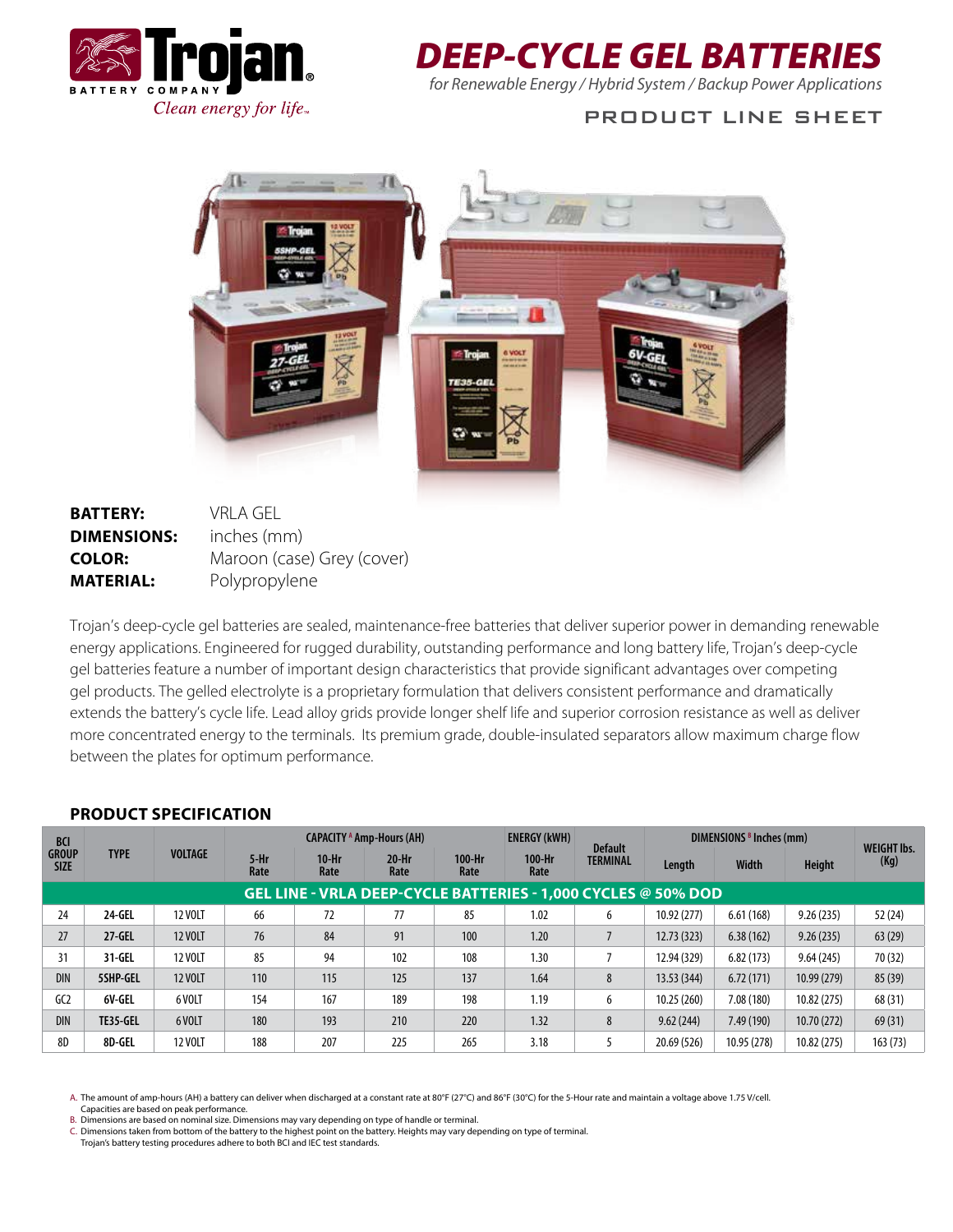Trojan BATTERY COMPANY
*Clean energy for life*™

# DEEP-CYCLE GEL BATTERIES

*for Renewable Energy / Hybrid System / Backup Power Applications*

PRODUCT LINE SHEET

**BATTERY:** VRLA GEL
**DIMENSIONS:** inches (mm)
**COLOR:** Maroon (case) Grey (cover)
**MATERIAL:** Polypropylene

Trojan's deep-cycle gel batteries are sealed, maintenance-free batteries that deliver superior power in demanding renewable energy applications. Engineered for rugged durability, outstanding performance and long battery life, Trojan's deep-cycle gel batteries feature a number of important design characteristics that provide significant advantages over competing gel products. The gelled electrolyte is a proprietary formulation that delivers consistent performance and dramatically extends the battery's cycle life. Lead alloy grids provide longer shelf life and superior corrosion resistance as well as deliver more concentrated energy to the terminals. Its premium grade, double-insulated separators allow maximum charge flow between the plates for optimum performance.

## PRODUCT SPECIFICATION

| BCI GROUP SIZE | TYPE | VOLTAGE | CAPACITY [A] Amp-Hours (AH) | | | | ENERGY (kWH) | Default TERMINAL | DIMENSIONS [B] Inches (mm) | | | WEIGHT lbs. (Kg) |
|---|---|---|---|---|---|---|---|---|---|---|---|---|
| | | | 5-Hr Rate | 10-Hr Rate | 20-Hr Rate | 100-Hr Rate | 100-Hr Rate | | Length | Width | Height | |
| **GEL LINE - VRLA DEEP-CYCLE BATTERIES - 1,000 CYCLES @ 50% DOD** | | | | | | | | | | | | |
| 24 | **24-GEL** | 12 VOLT | 66 | 72 | 77 | 85 | 1.02 | 6 | 10.92 (277) | 6.61 (168) | 9.26 (235) | 52 (24) |
| 27 | **27-GEL** | 12 VOLT | 76 | 84 | 91 | 100 | 1.20 | 7 | 12.73 (323) | 6.38 (162) | 9.26 (235) | 63 (29) |
| 31 | **31-GEL** | 12 VOLT | 85 | 94 | 102 | 108 | 1.30 | 7 | 12.94 (329) | 6.82 (173) | 9.64 (245) | 70 (32) |
| DIN | **5SHP-GEL** | 12 VOLT | 110 | 115 | 125 | 137 | 1.64 | 8 | 13.53 (344) | 6.72 (171) | 10.99 (279) | 85 (39) |
| GC2 | **6V-GEL** | 6 VOLT | 154 | 167 | 189 | 198 | 1.19 | 6 | 10.25 (260) | 7.08 (180) | 10.82 (275) | 68 (31) |
| DIN | **TE35-GEL** | 6 VOLT | 180 | 193 | 210 | 220 | 1.32 | 8 | 9.62 (244) | 7.49 (190) | 10.70 (272) | 69 (31) |
| 8D | **8D-GEL** | 12 VOLT | 188 | 207 | 225 | 265 | 3.18 | 5 | 20.69 (526) | 10.95 (278) | 10.82 (275) | 163 (73) |

A. The amount of amp-hours (AH) a battery can deliver when discharged at a constant rate at 80°F (27°C) and 86°F (30°C) for the 5-Hour rate and maintain a voltage above 1.75 V/cell. Capacities are based on peak performance.
B. Dimensions are based on nominal size. Dimensions may vary depending on type of handle or terminal.
C. Dimensions taken from bottom of the battery to the highest point on the battery. Heights may vary depending on type of terminal.
Trojan's battery testing procedures adhere to both BCI and IEC test standards.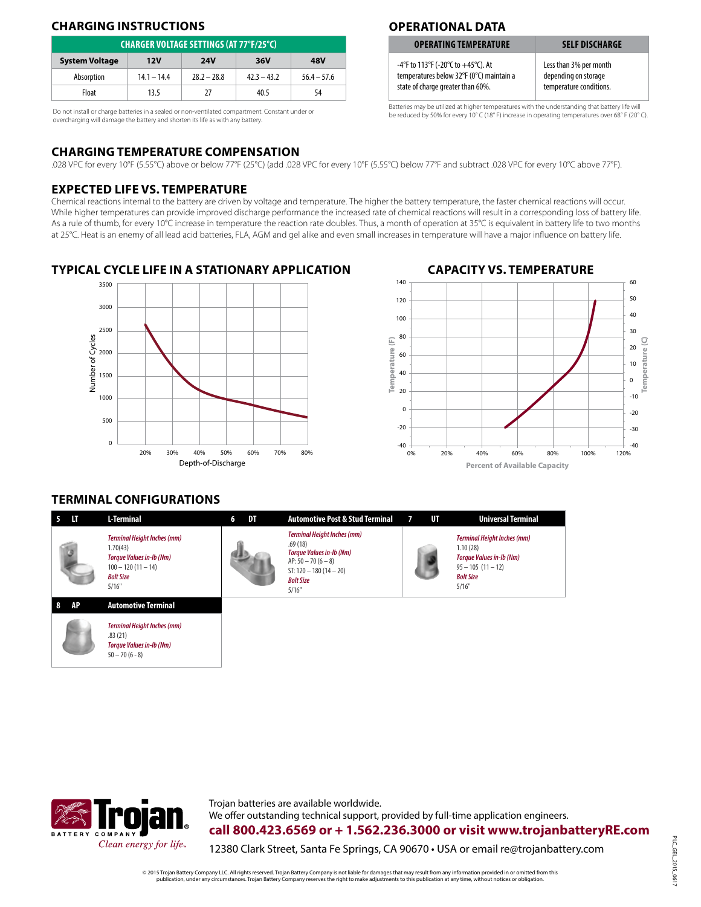## CHARGING INSTRUCTIONS

| CHARGER VOLTAGE SETTINGS (AT 77°F/25°C) | | | | |
|---|---|---|---|---|
| System Voltage | 12V | 24V | 36V | 48V |
| Absorption | 14.1 – 14.4 | 28.2 – 28.8 | 42.3 – 43.2 | 56.4 – 57.6 |
| Float | 13.5 | 27 | 40.5 | 54 |

Do not install or charge batteries in a sealed or non-ventilated compartment. Constant under or overcharging will damage the battery and shorten its life as with any battery.

## OPERATIONAL DATA

| OPERATING TEMPERATURE | SELF DISCHARGE |
|---|---|
| -4°F to 113°F (-20°C to +45°C). At temperatures below 32°F (0°C) maintain a state of charge greater than 60%. | Less than 3% per month depending on storage temperature conditions. |

Batteries may be utilized at higher temperatures with the understanding that battery life will be reduced by 50% for every 10° C (18° F) increase in operating temperatures over 68° F (20° C).

## CHARGING TEMPERATURE COMPENSATION

.028 VPC for every 10°F (5.55°C) above or below 77°F (25°C) (add .028 VPC for every 10°F (5.55°C) below 77°F and subtract .028 VPC for every 10°C above 77°F).

## EXPECTED LIFE VS. TEMPERATURE

Chemical reactions internal to the battery are driven by voltage and temperature. The higher the battery temperature, the faster chemical reactions will occur. While higher temperatures can provide improved discharge performance the increased rate of chemical reactions will result in a corresponding loss of battery life. As a rule of thumb, for every 10°C increase in temperature the reaction rate doubles. Thus, a month of operation at 35°C is equivalent in battery life to two months at 25°C. Heat is an enemy of all lead acid batteries, FLA, AGM and gel alike and even small increases in temperature will have a major influence on battery life.

## TYPICAL CYCLE LIFE IN A STATIONARY APPLICATION

Number of Cycles
0
500
1000
1500
2000
2500
3000
3500

Depth-of-Discharge
20%
30%
40%
50%
60%
70%
80%

## CAPACITY VS. TEMPERATURE

Temperature (F)
-40
-20
0
20
40
60
80
100
120
140

Temperature (C)
-40
-30
-20
-10
0
10
20
30
40
50
60

Percent of Available Capacity
0%
20%
40%
60%
80%
100%
120%

## TERMINAL CONFIGURATIONS

**5 LT — L-Terminal**

*Terminal Height Inches (mm)*
1.70(43)
*Torque Values in-lb (Nm)*
100 – 120 (11 – 14)
*Bolt Size*
5/16"

**6 DT — Automotive Post & Stud Terminal**

*Terminal Height Inches (mm)*
.69 (18)
*Torque Values in-lb (Nm)*
AP: 50 – 70 (6 – 8)
ST: 120 – 180 (14 – 20)
*Bolt Size*
5/16"

**7 UT — Universal Terminal**

*Terminal Height Inches (mm)*
1.10 (28)
*Torque Values in-lb (Nm)*
95 – 105 (11 – 12)
*Bolt Size*
5/16"

**8 AP — Automotive Terminal**

*Terminal Height Inches (mm)*
.83 (21)
*Torque Values in-lb (Nm)*
50 – 70 (6 - 8)

Trojan BATTERY COMPANY
*Clean energy for life.*

Trojan batteries are available worldwide.
We offer outstanding technical support, provided by full-time application engineers.

**call 800.423.6569 or + 1.562.236.3000 or visit www.trojanbatteryRE.com**

12380 Clark Street, Santa Fe Springs, CA 90670 • USA or email re@trojanbattery.com

© 2015 Trojan Battery Company LLC. All rights reserved. Trojan Battery Company is not liable for damages that may result from any information provided in or omitted from this publication, under any circumstances. Trojan Battery Company reserves the right to make adjustments to this publication at any time, without notices or obligation.

P.C_GEL_2015_0617